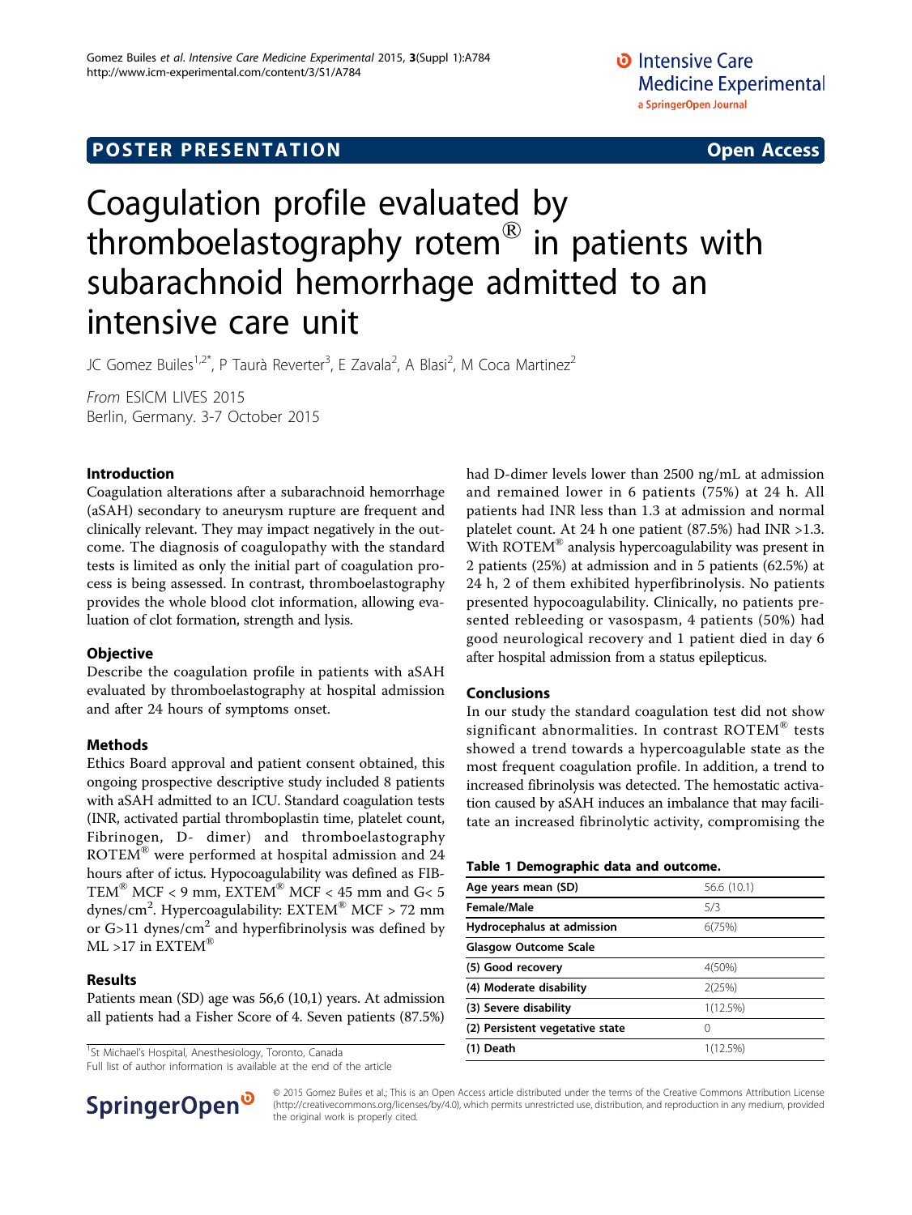POSTER PRESENTATION **Open Access**

# Coagulation profile evaluated by thromboelastography rotem® in patients with subarachnoid hemorrhage admitted to an intensive care unit

JC Gomez Builes[1,2*], P Taurà Reverter[3], E Zavala[2], A Blasi[2], M Coca Martinez[2]

*From* ESICM LIVES 2015
Berlin, Germany. 3-7 October 2015

## Introduction

Coagulation alterations after a subarachnoid hemorrhage (aSAH) secondary to aneurysm rupture are frequent and clinically relevant. They may impact negatively in the outcome. The diagnosis of coagulopathy with the standard tests is limited as only the initial part of coagulation process is being assessed. In contrast, thromboelastography provides the whole blood clot information, allowing evaluation of clot formation, strength and lysis.

## Objective

Describe the coagulation profile in patients with aSAH evaluated by thromboelastography at hospital admission and after 24 hours of symptoms onset.

## Methods

Ethics Board approval and patient consent obtained, this ongoing prospective descriptive study included 8 patients with aSAH admitted to an ICU. Standard coagulation tests (INR, activated partial thromboplastin time, platelet count, Fibrinogen, D- dimer) and thromboelastography ROTEM® were performed at hospital admission and 24 hours after of ictus. Hypocoagulability was defined as FIBTEM® MCF < 9 mm, EXTEM® MCF < 45 mm and G< 5 dynes/cm$^2$. Hypercoagulability: EXTEM® MCF > 72 mm or G>11 dynes/cm$^2$ and hyperfibrinolysis was defined by ML >17 in EXTEM®

## Results

Patients mean (SD) age was 56,6 (10,1) years. At admission all patients had a Fisher Score of 4. Seven patients (87.5%) had D-dimer levels lower than 2500 ng/mL at admission and remained lower in 6 patients (75%) at 24 h. All patients had INR less than 1.3 at admission and normal platelet count. At 24 h one patient (87.5%) had INR >1.3. With ROTEM® analysis hypercoagulability was present in 2 patients (25%) at admission and in 5 patients (62.5%) at 24 h, 2 of them exhibited hyperfibrinolysis. No patients presented hypocoagulability. Clinically, no patients presented rebleeding or vasospasm, 4 patients (50%) had good neurological recovery and 1 patient died in day 6 after hospital admission from a status epilepticus.

## Conclusions

In our study the standard coagulation test did not show significant abnormalities. In contrast ROTEM® tests showed a trend towards a hypercoagulable state as the most frequent coagulation profile. In addition, a trend to increased fibrinolysis was detected. The hemostatic activation caused by aSAH induces an imbalance that may facilitate an increased fibrinolytic activity, compromising the

**Table 1 Demographic data and outcome.**

| | |
|---|---|
| **Age years mean (SD)** | 56.6 (10.1) |
| **Female/Male** | 5/3 |
| **Hydrocephalus at admission** | 6(75%) |
| **Glasgow Outcome Scale** | |
| **(5) Good recovery** | 4(50%) |
| **(4) Moderate disability** | 2(25%) |
| **(3) Severe disability** | 1(12.5%) |
| **(2) Persistent vegetative state** | 0 |
| **(1) Death** | 1(12.5%) |

[1]St Michael's Hospital, Anesthesiology, Toronto, Canada
Full list of author information is available at the end of the article

© 2015 Gomez Builes et al.; This is an Open Access article distributed under the terms of the Creative Commons Attribution License (http://creativecommons.org/licenses/by/4.0), which permits unrestricted use, distribution, and reproduction in any medium, provided the original work is properly cited.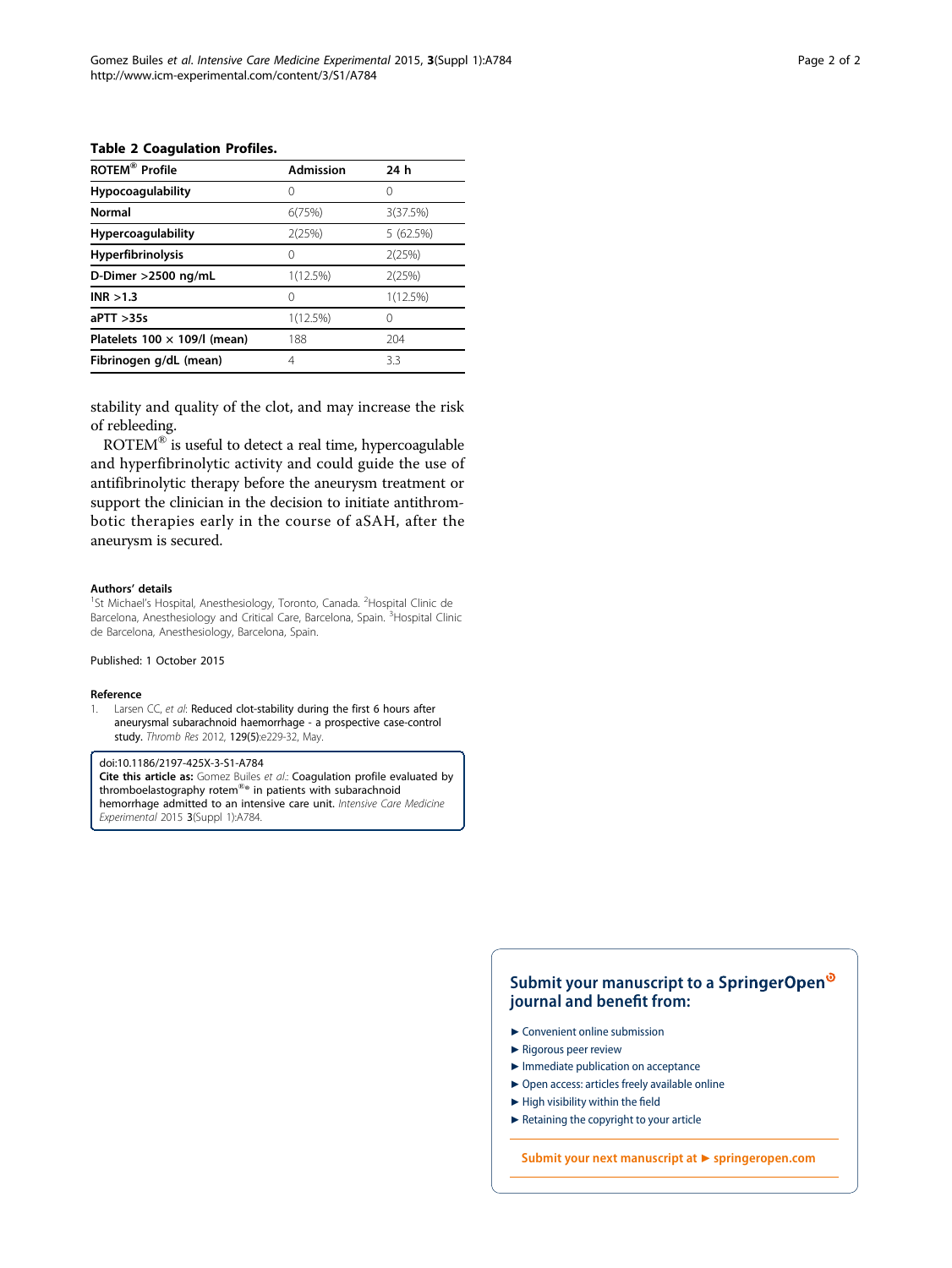**Table 2 Coagulation Profiles.**

| ROTEM® Profile | Admission | 24 h |
|---|---|---|
| **Hypocoagulability** | 0 | 0 |
| **Normal** | 6(75%) | 3(37.5%) |
| **Hypercoagulability** | 2(25%) | 5 (62.5%) |
| **Hyperfibrinolysis** | 0 | 2(25%) |
| **D-Dimer >2500 ng/mL** | 1(12.5%) | 2(25%) |
| **INR >1.3** | 0 | 1(12.5%) |
| **aPTT >35s** | 1(12.5%) | 0 |
| **Platelets 100 × 109/l (mean)** | 188 | 204 |
| **Fibrinogen g/dL (mean)** | 4 | 3.3 |

stability and quality of the clot, and may increase the risk of rebleeding.

ROTEM® is useful to detect a real time, hypercoagulable and hyperfibrinolytic activity and could guide the use of antifibrinolytic therapy before the aneurysm treatment or support the clinician in the decision to initiate antithrombotic therapies early in the course of aSAH, after the aneurysm is secured.

#### Authors' details

[1]St Michael's Hospital, Anesthesiology, Toronto, Canada. [2]Hospital Clinic de Barcelona, Anesthesiology and Critical Care, Barcelona, Spain. [3]Hospital Clinic de Barcelona, Anesthesiology, Barcelona, Spain.

Published: 1 October 2015

#### Reference

1. Larsen CC, *et al*: **Reduced clot-stability during the first 6 hours after aneurysmal subarachnoid haemorrhage - a prospective case-control study.** *Thromb Res* 2012, **129(5)**:e229-32, May.

doi:10.1186/2197-425X-3-S1-A784
**Cite this article as:** Gomez Builes *et al.*: **Coagulation profile evaluated by thromboelastography rotem®* in patients with subarachnoid hemorrhage admitted to an intensive care unit.** *Intensive Care Medicine Experimental* 2015 **3**(Suppl 1):A784.

**Submit your manuscript to a SpringerOpen journal and benefit from:**

- ► Convenient online submission
- ► Rigorous peer review
- ► Immediate publication on acceptance
- ► Open access: articles freely available online
- ► High visibility within the field
- ► Retaining the copyright to your article

**Submit your next manuscript at ► springeropen.com**